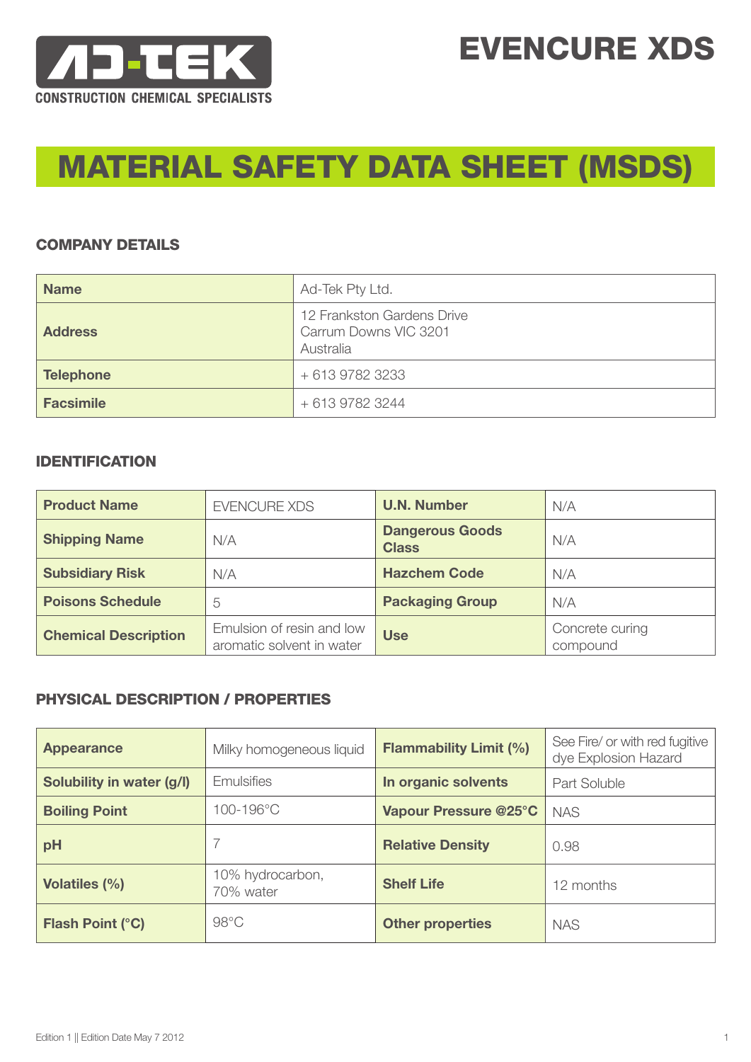AD-TEK
CONSTRUCTION CHEMICAL SPECIALISTS

# EVENCURE XDS

# MATERIAL SAFETY DATA SHEET (MSDS)

## COMPANY DETAILS

| Name | Ad-Tek Pty Ltd. |
|---|---|
| Address | 12 Frankston Gardens Drive<br>Carrum Downs VIC 3201<br>Australia |
| Telephone | + 613 9782 3233 |
| Facsimile | + 613 9782 3244 |

## IDENTIFICATION

| Product Name | EVENCURE XDS | U.N. Number | N/A |
|---|---|---|---|
| Shipping Name | N/A | Dangerous Goods Class | N/A |
| Subsidiary Risk | N/A | Hazchem Code | N/A |
| Poisons Schedule | 5 | Packaging Group | N/A |
| Chemical Description | Emulsion of resin and low aromatic solvent in water | Use | Concrete curing compound |

## PHYSICAL DESCRIPTION / PROPERTIES

| Appearance | Milky homogeneous liquid | Flammability Limit (%) | See Fire/ or with red fugitive dye Explosion Hazard |
|---|---|---|---|
| Solubility in water (g/l) | Emulsifies | In organic solvents | Part Soluble |
| Boiling Point | 100-196°C | Vapour Pressure @25°C | NAS |
| pH | 7 | Relative Density | 0.98 |
| Volatiles (%) | 10% hydrocarbon, 70% water | Shelf Life | 12 months |
| Flash Point (°C) | 98°C | Other properties | NAS |

Edition 1 || Edition Date May 7 2012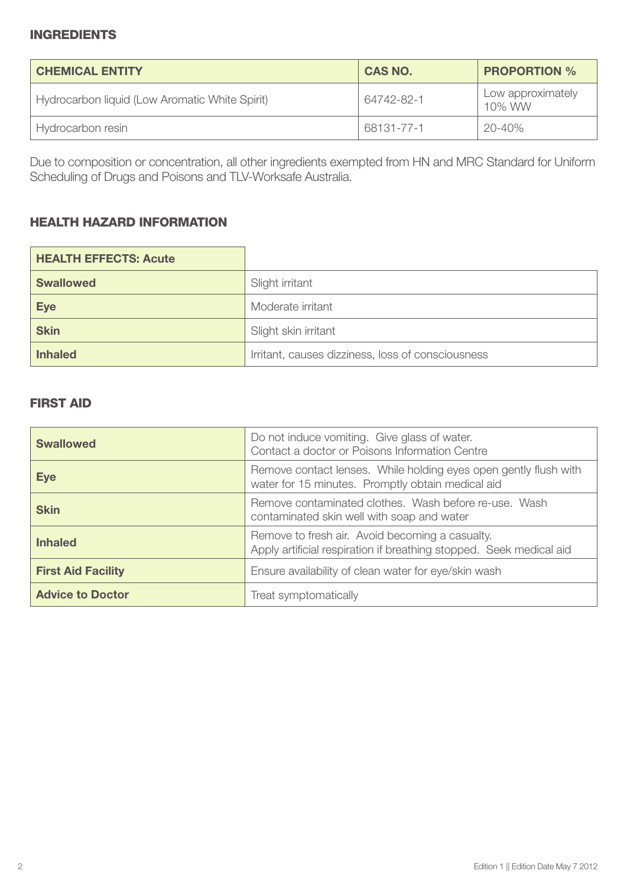## INGREDIENTS

| CHEMICAL ENTITY | CAS NO. | PROPORTION % |
|---|---|---|
| Hydrocarbon liquid (Low Aromatic White Spirit) | 64742-82-1 | Low approximately 10% WW |
| Hydrocarbon resin | 68131-77-1 | 20-40% |

Due to composition or concentration, all other ingredients exempted from HN and MRC Standard for Uniform Scheduling of Drugs and Poisons and TLV-Worksafe Australia.

## HEALTH HAZARD INFORMATION

| HEALTH EFFECTS: Acute | |
|---|---|
| **Swallowed** | Slight irritant |
| **Eye** | Moderate irritant |
| **Skin** | Slight skin irritant |
| **Inhaled** | Irritant, causes dizziness, loss of consciousness |

## FIRST AID

| | |
|---|---|
| **Swallowed** | Do not induce vomiting. Give glass of water. Contact a doctor or Poisons Information Centre |
| **Eye** | Remove contact lenses. While holding eyes open gently flush with water for 15 minutes. Promptly obtain medical aid |
| **Skin** | Remove contaminated clothes. Wash before re-use. Wash contaminated skin well with soap and water |
| **Inhaled** | Remove to fresh air. Avoid becoming a casualty. Apply artificial respiration if breathing stopped. Seek medical aid |
| **First Aid Facility** | Ensure availability of clean water for eye/skin wash |
| **Advice to Doctor** | Treat symptomatically |

Edition 1 || Edition Date May 7 2012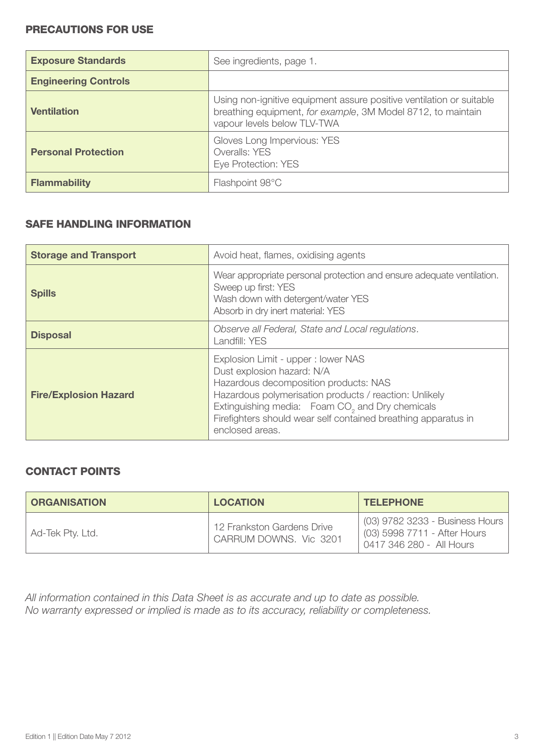## PRECAUTIONS FOR USE

| | |
|---|---|
| **Exposure Standards** | See ingredients, page 1. |
| **Engineering Controls** | |
| **Ventilation** | Using non-ignitive equipment assure positive ventilation or suitable breathing equipment, *for example*, 3M Model 8712, to maintain vapour levels below TLV-TWA |
| **Personal Protection** | Gloves Long Impervious: YES<br>Overalls: YES<br>Eye Protection: YES |
| **Flammability** | Flashpoint 98°C |

## SAFE HANDLING INFORMATION

| | |
|---|---|
| **Storage and Transport** | Avoid heat, flames, oxidising agents |
| **Spills** | Wear appropriate personal protection and ensure adequate ventilation.<br>Sweep up first: YES<br>Wash down with detergent/water YES<br>Absorb in dry inert material: YES |
| **Disposal** | *Observe all Federal, State and Local regulations*.<br>Landfill: YES |
| **Fire/Explosion Hazard** | Explosion Limit - upper : lower NAS<br>Dust explosion hazard: N/A<br>Hazardous decomposition products: NAS<br>Hazardous polymerisation products / reaction: Unlikely<br>Extinguishing media: Foam $CO_2$ and Dry chemicals<br>Firefighters should wear self contained breathing apparatus in enclosed areas. |

## CONTACT POINTS

| ORGANISATION | LOCATION | TELEPHONE |
|---|---|---|
| Ad-Tek Pty. Ltd. | 12 Frankston Gardens Drive<br>CARRUM DOWNS. Vic 3201 | (03) 9782 3233 - Business Hours<br>(03) 5998 7711 - After Hours<br>0417 346 280 - All Hours |

*All information contained in this Data Sheet is as accurate and up to date as possible.*
*No warranty expressed or implied is made as to its accuracy, reliability or completeness.*

Edition 1 || Edition Date May 7 2012